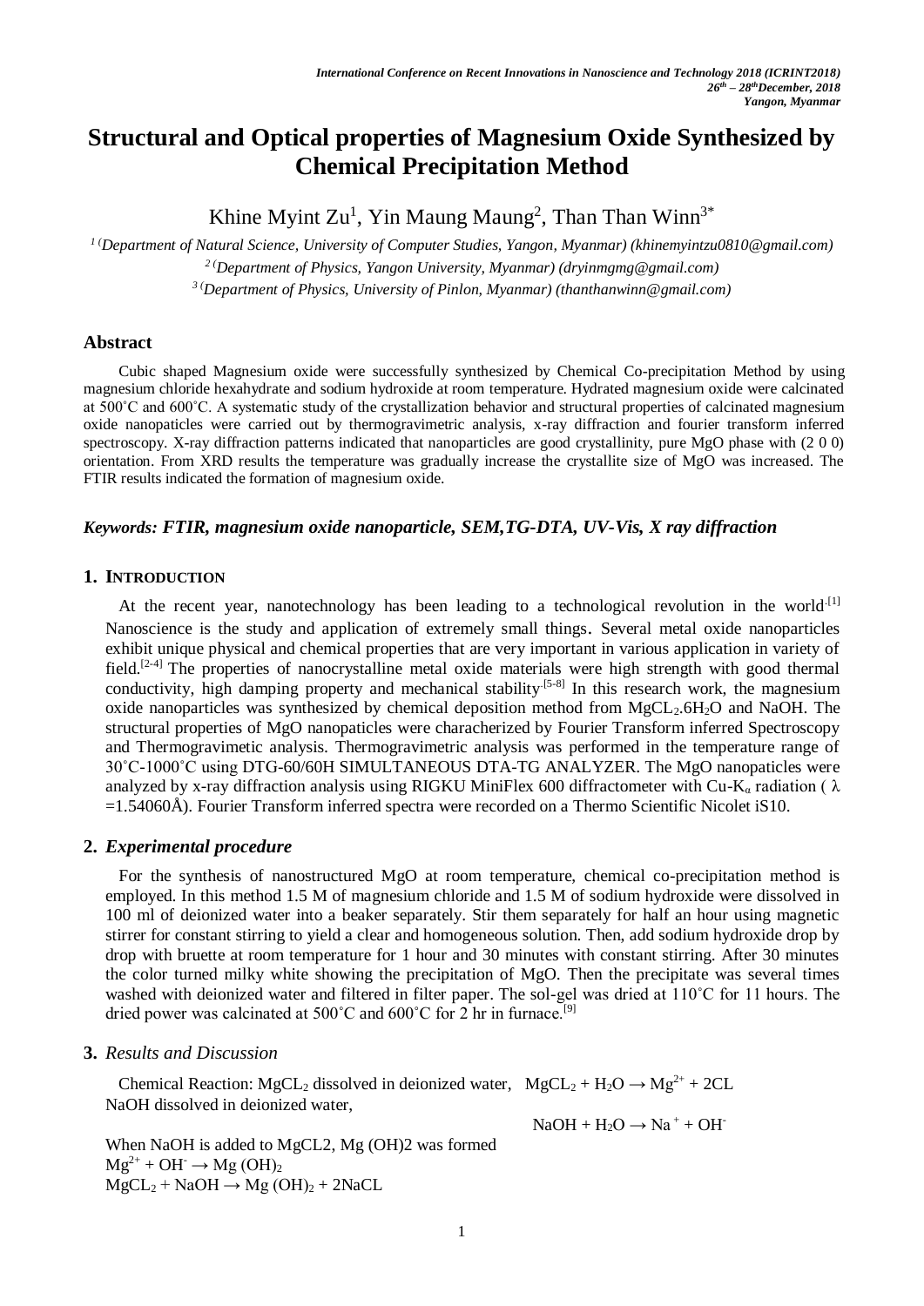# Structural and Optical properties of Magnesium Oxide Synthesized by Chemical Precipitation Method

Khine Myint Zu[1], Yin Maung Maung[2], Than Than Winn[3*]

[1] (Department of Natural Science, University of Computer Studies, Yangon, Myanmar) (khinemyintzu0810@gmail.com)

[2] (Department of Physics, Yangon University, Myanmar) (dryinmgmg@gmail.com)

[3] (Department of Physics, University of Pinlon, Myanmar) (thanthanwinn@gmail.com)

## Abstract

Cubic shaped Magnesium oxide were successfully synthesized by Chemical Co-precipitation Method by using magnesium chloride hexahydrate and sodium hydroxide at room temperature. Hydrated magnesium oxide were calcinated at 500˚C and 600˚C. A systematic study of the crystallization behavior and structural properties of calcinated magnesium oxide nanopaticles were carried out by thermogravimetric analysis, x-ray diffraction and fourier transform inferred spectroscopy. X-ray diffraction patterns indicated that nanoparticles are good crystallinity, pure MgO phase with (2 0 0) orientation. From XRD results the temperature was gradually increase the crystallite size of MgO was increased. The FTIR results indicated the formation of magnesium oxide.

***Keywords: FTIR, magnesium oxide nanoparticle, SEM,TG-DTA, UV-Vis, X ray diffraction***

## 1. INTRODUCTION

At the recent year, nanotechnology has been leading to a technological revolution in the world.[1] Nanoscience is the study and application of extremely small things. Several metal oxide nanoparticles exhibit unique physical and chemical properties that are very important in various application in variety of field.[2-4] The properties of nanocrystalline metal oxide materials were high strength with good thermal conductivity, high damping property and mechanical stability.[5-8] In this research work, the magnesium oxide nanoparticles was synthesized by chemical deposition method from $MgCL_2.6H_2O$ and NaOH. The structural properties of MgO nanopaticles were characherized by Fourier Transform inferred Spectroscopy and Thermogravimetic analysis. Thermogravimetric analysis was performed in the temperature range of 30˚C-1000˚C using DTG-60/60H SIMULTANEOUS DTA-TG ANALYZER. The MgO nanopaticles were analyzed by x-ray diffraction analysis using RIGKU MiniFlex 600 diffractometer with Cu-$K_\alpha$ radiation ( $\lambda$ =1.54060Å). Fourier Transform inferred spectra were recorded on a Thermo Scientific Nicolet iS10.

## 2. *Experimental procedure*

For the synthesis of nanostructured MgO at room temperature, chemical co-precipitation method is employed. In this method 1.5 M of magnesium chloride and 1.5 M of sodium hydroxide were dissolved in 100 ml of deionized water into a beaker separately. Stir them separately for half an hour using magnetic stirrer for constant stirring to yield a clear and homogeneous solution. Then, add sodium hydroxide drop by drop with bruette at room temperature for 1 hour and 30 minutes with constant stirring. After 30 minutes the color turned milky white showing the precipitation of MgO. Then the precipitate was several times washed with deionized water and filtered in filter paper. The sol-gel was dried at 110˚C for 11 hours. The dried power was calcinated at 500˚C and 600˚C for 2 hr in furnace.[9]

## 3. *Results and Discussion*

Chemical Reaction: $MgCL_2$ dissolved in deionized water, $MgCL_2 + H_2O \rightarrow Mg^{2+} + 2CL$

NaOH dissolved in deionized water,

$NaOH + H_2O \rightarrow Na^+ + OH^-$

When NaOH is added to MgCL2, Mg (OH)2 was formed

$Mg^{2+} + OH^- \rightarrow Mg(OH)_2$

$MgCL_2 + NaOH \rightarrow Mg(OH)_2 + 2NaCL$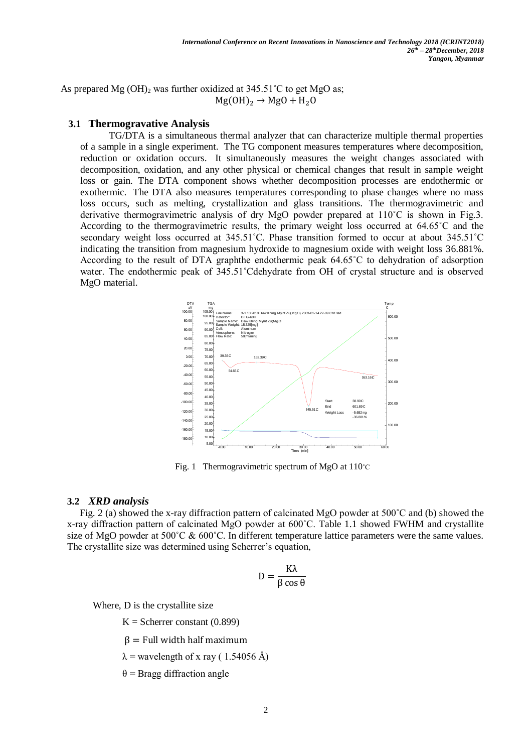As prepared Mg $(OH)_2$ was further oxidized at 345.51˚C to get MgO as;

$$Mg(OH)_2 \rightarrow MgO + H_2O$$

### 3.1 Thermogravative Analysis

TG/DTA is a simultaneous thermal analyzer that can characterize multiple thermal properties of a sample in a single experiment. The TG component measures temperatures where decomposition, reduction or oxidation occurs. It simultaneously measures the weight changes associated with decomposition, oxidation, and any other physical or chemical changes that result in sample weight loss or gain. The DTA component shows whether decomposition processes are endothermic or exothermic. The DTA also measures temperatures corresponding to phase changes where no mass loss occurs, such as melting, crystallization and glass transitions. The thermogravimetric and derivative thermogravimetric analysis of dry MgO powder prepared at 110˚C is shown in Fig.3. According to the thermogravimetric results, the primary weight loss occurred at 64.65˚C and the secondary weight loss occurred at 345.51˚C. Phase transition formed to occur at about 345.51˚C indicating the transition from magnesium hydroxide to magnesium oxide with weight loss 36.881%. According to the result of DTA graphthe endothermic peak 64.65˚C to dehydration of adsorption water. The endothermic peak of 345.51˚Cdehydrate from OH of crystal structure and is observed MgO material.

Fig. 1 Thermogravimetric spectrum of MgO at 110˚C

### 3.2 *XRD analysis*

Fig. 2 (a) showed the x-ray diffraction pattern of calcinated MgO powder at 500˚C and (b) showed the x-ray diffraction pattern of calcinated MgO powder at 600˚C. Table 1.1 showed FWHM and crystallite size of MgO powder at 500˚C & 600˚C. In different temperature lattice parameters were the same values. The crystallite size was determined using Scherrer's equation,

$$D = \frac{K\lambda}{\beta \cos\theta}$$

Where, D is the crystallite size

K = Scherrer constant (0.899)

$\beta$ = Full width half maximum

$\lambda$ = wavelength of x ray ( 1.54056 Å)

$\theta$ = Bragg diffraction angle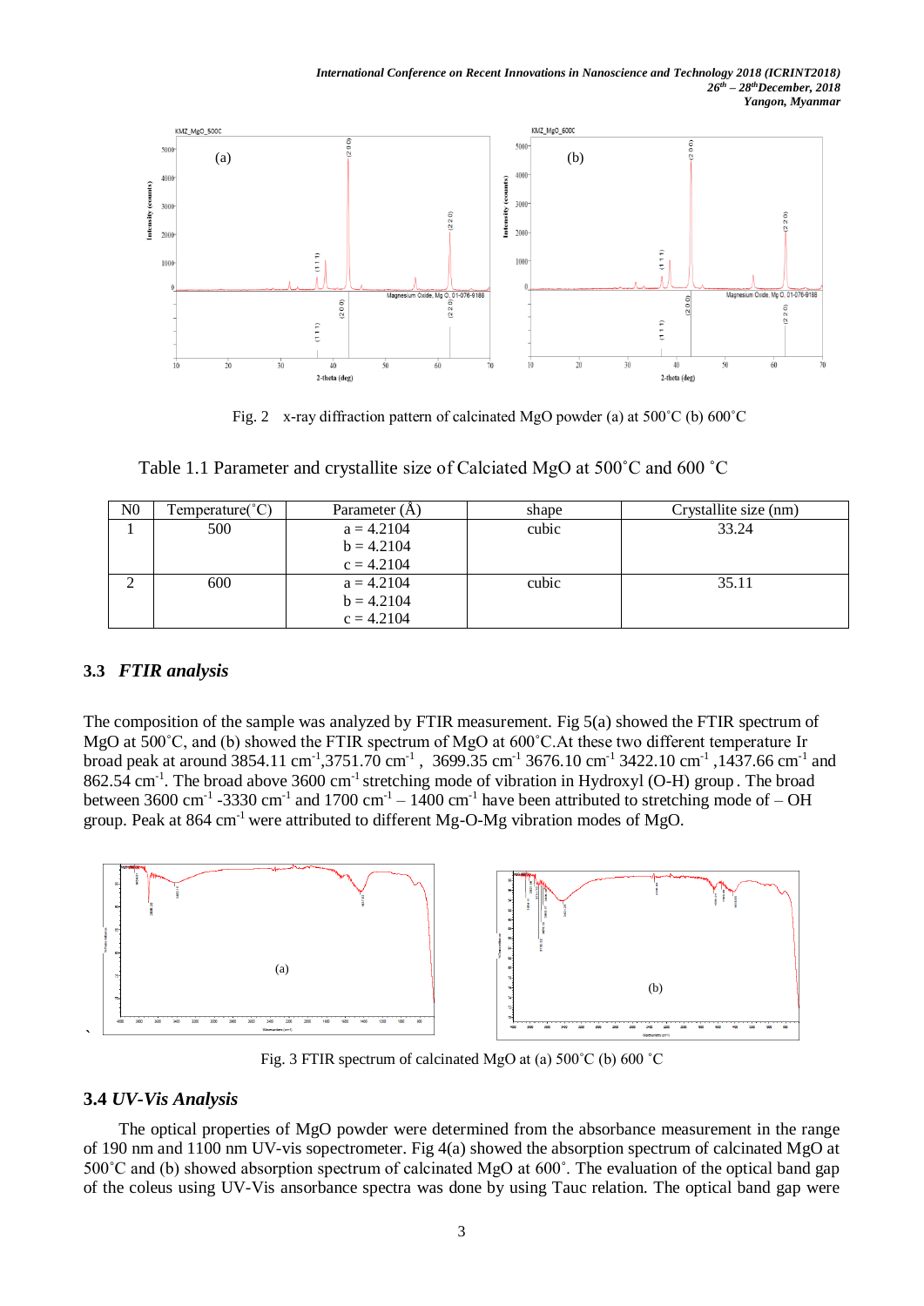Fig. 2 x-ray diffraction pattern of calcinated MgO powder (a) at 500˚C (b) 600˚C

Table 1.1 Parameter and crystallite size of Calciated MgO at 500˚C and 600 ˚C

| N0 | Temperature(˚C) | Parameter (Å) | shape | Crystallite size (nm) |
|---|---|---|---|---|
| 1 | 500 | a = 4.2104<br>b = 4.2104<br>c = 4.2104 | cubic | 33.24 |
| 2 | 600 | a = 4.2104<br>b = 4.2104<br>c = 4.2104 | cubic | 35.11 |

### 3.3 *FTIR analysis*

The composition of the sample was analyzed by FTIR measurement. Fig 5(a) showed the FTIR spectrum of MgO at 500˚C, and (b) showed the FTIR spectrum of MgO at 600˚C.At these two different temperature Ir broad peak at around 3854.11 $cm^{-1}$,3751.70 $cm^{-1}$ , 3699.35 $cm^{-1}$ 3676.10 $cm^{-1}$ 3422.10 $cm^{-1}$ ,1437.66 $cm^{-1}$ and 862.54 $cm^{-1}$. The broad above 3600 $cm^{-1}$ stretching mode of vibration in Hydroxyl (O-H) group . The broad between 3600 $cm^{-1}$ -3330 $cm^{-1}$ and 1700 $cm^{-1}$ – 1400 $cm^{-1}$ have been attributed to stretching mode of – OH group. Peak at 864 $cm^{-1}$ were attributed to different Mg-O-Mg vibration modes of MgO.

Fig. 3 FTIR spectrum of calcinated MgO at (a) 500˚C (b) 600 ˚C

### 3.4 *UV-Vis Analysis*

The optical properties of MgO powder were determined from the absorbance measurement in the range of 190 nm and 1100 nm UV-vis sopectrometer. Fig 4(a) showed the absorption spectrum of calcinated MgO at 500˚C and (b) showed absorption spectrum of calcinated MgO at 600˚. The evaluation of the optical band gap of the coleus using UV-Vis ansorbance spectra was done by using Tauc relation. The optical band gap were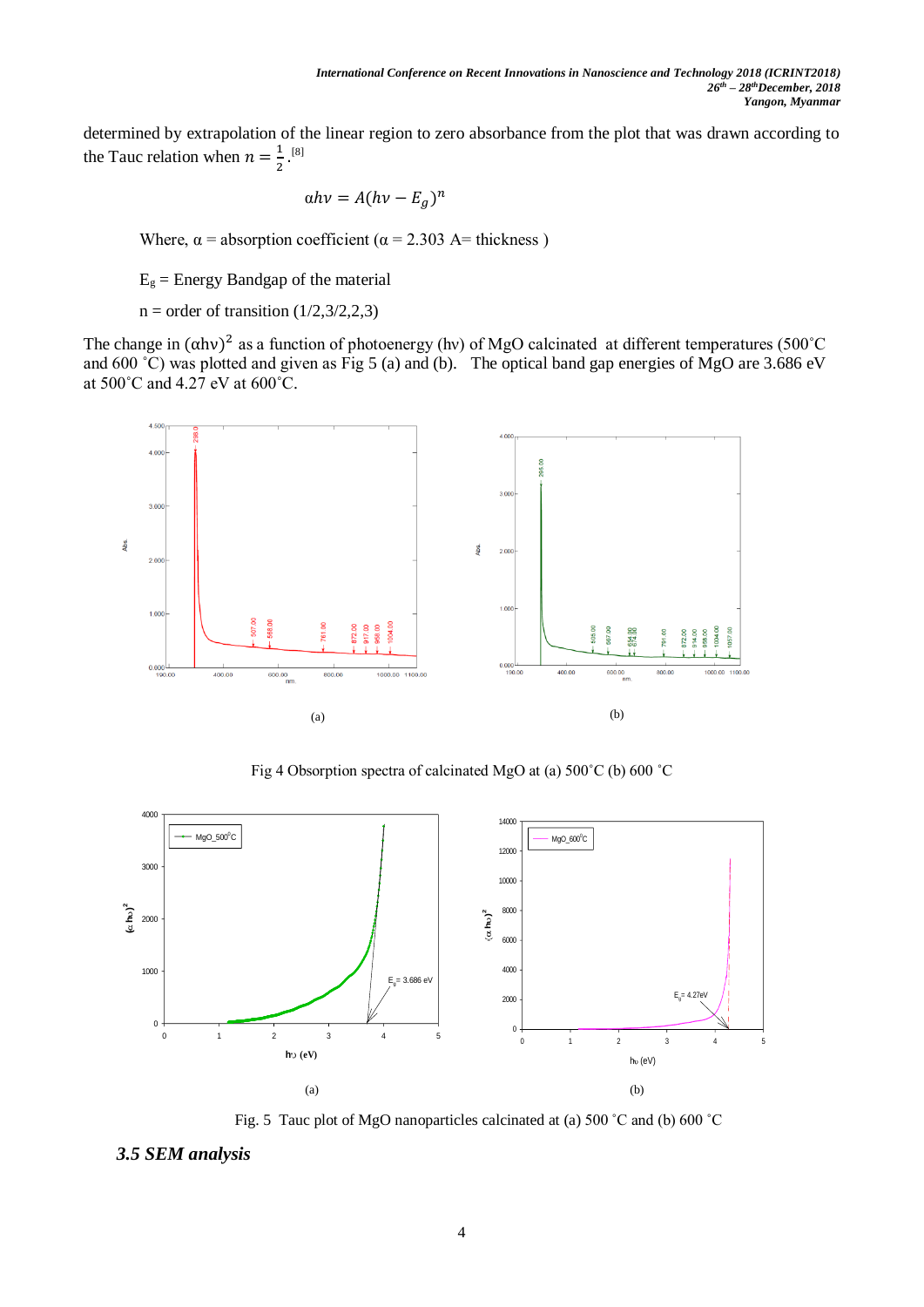determined by extrapolation of the linear region to zero absorbance from the plot that was drawn according to the Tauc relation when $n = \frac{1}{2}$.[8]

$$\alpha h\nu = A(h\nu - E_g)^n$$

Where, $\alpha$ = absorption coefficient ($\alpha$ = 2.303 A= thickness )

$E_g$ = Energy Bandgap of the material

n = order of transition (1/2,3/2,2,3)

The change in $(\alpha h\nu)^2$ as a function of photoenergy (hν) of MgO calcinated at different temperatures (500˚C and 600 ˚C) was plotted and given as Fig 5 (a) and (b). The optical band gap energies of MgO are 3.686 eV at 500˚C and 4.27 eV at 600˚C.

(a) (b)

Fig 4 Obsorption spectra of calcinated MgO at (a) 500˚C (b) 600 ˚C

(a) (b)

Fig. 5 Tauc plot of MgO nanoparticles calcinated at (a) 500 ˚C and (b) 600 ˚C

### *3.5 SEM analysis*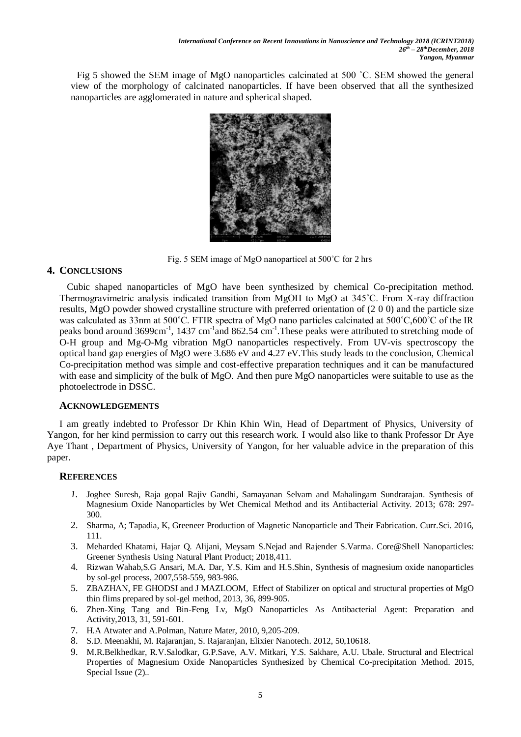Fig 5 showed the SEM image of MgO nanoparticles calcinated at 500 ˚C. SEM showed the general view of the morphology of calcinated nanoparticles. If have been observed that all the synthesized nanoparticles are agglomerated in nature and spherical shaped.

Fig. 5 SEM image of MgO nanoparticel at 500˚C for 2 hrs

## 4. CONCLUSIONS

Cubic shaped nanoparticles of MgO have been synthesized by chemical Co-precipitation method. Thermogravimetric analysis indicated transition from MgOH to MgO at 345˚C. From X-ray diffraction results, MgO powder showed crystalline structure with preferred orientation of (2 0 0) and the particle size was calculated as 33nm at 500˚C. FTIR spectra of MgO nano particles calcinated at 500˚C,600˚C of the IR peaks bond around 3699cm$^{-1}$, 1437 cm$^{-1}$and 862.54 cm$^{-1}$.These peaks were attributed to stretching mode of O-H group and Mg-O-Mg vibration MgO nanoparticles respectively. From UV-vis spectroscopy the optical band gap energies of MgO were 3.686 eV and 4.27 eV.This study leads to the conclusion, Chemical Co-precipitation method was simple and cost-effective preparation techniques and it can be manufactured with ease and simplicity of the bulk of MgO. And then pure MgO nanoparticles were suitable to use as the photoelectrode in DSSC.

### ACKNOWLEDGEMENTS

I am greatly indebted to Professor Dr Khin Khin Win, Head of Department of Physics, University of Yangon, for her kind permission to carry out this research work. I would also like to thank Professor Dr Aye Aye Thant , Department of Physics, University of Yangon, for her valuable advice in the preparation of this paper.

### REFERENCES

1. Joghee Suresh, Raja gopal Rajiv Gandhi, Samayanan Selvam and Mahalingam Sundrarajan. Synthesis of Magnesium Oxide Nanoparticles by Wet Chemical Method and its Antibacterial Activity. 2013; 678: 297-300.
2. Sharma, A; Tapadia, K, Greeneer Production of Magnetic Nanoparticle and Their Fabrication. Curr.Sci. 2016, 111.
3. Meharded Khatami, Hajar Q. Alijani, Meysam S.Nejad and Rajender S.Varma. Core@Shell Nanoparticles: Greener Synthesis Using Natural Plant Product; 2018,411.
4. Rizwan Wahab,S.G Ansari, M.A. Dar, Y.S. Kim and H.S.Shin, Synthesis of magnesium oxide nanoparticles by sol-gel process, 2007,558-559, 983-986.
5. ZBAZHAN, FE GHODSI and J MAZLOOM, Effect of Stabilizer on optical and structural properties of MgO thin flims prepared by sol-gel method, 2013, 36, 899-905.
6. Zhen-Xing Tang and Bin-Feng Lv, MgO Nanoparticles As Antibacterial Agent: Preparation and Activity,2013, 31, 591-601.
7. H.A Atwater and A.Polman, Nature Mater, 2010, 9,205-209.
8. S.D. Meenakhi, M. Rajaranjan, S. Rajaranjan, Elixier Nanotech. 2012, 50,10618.
9. M.R.Belkhedkar, R.V.Salodkar, G.P.Save, A.V. Mitkari, Y.S. Sakhare, A.U. Ubale. Structural and Electrical Properties of Magnesium Oxide Nanoparticles Synthesized by Chemical Co-precipitation Method. 2015, Special Issue (2)..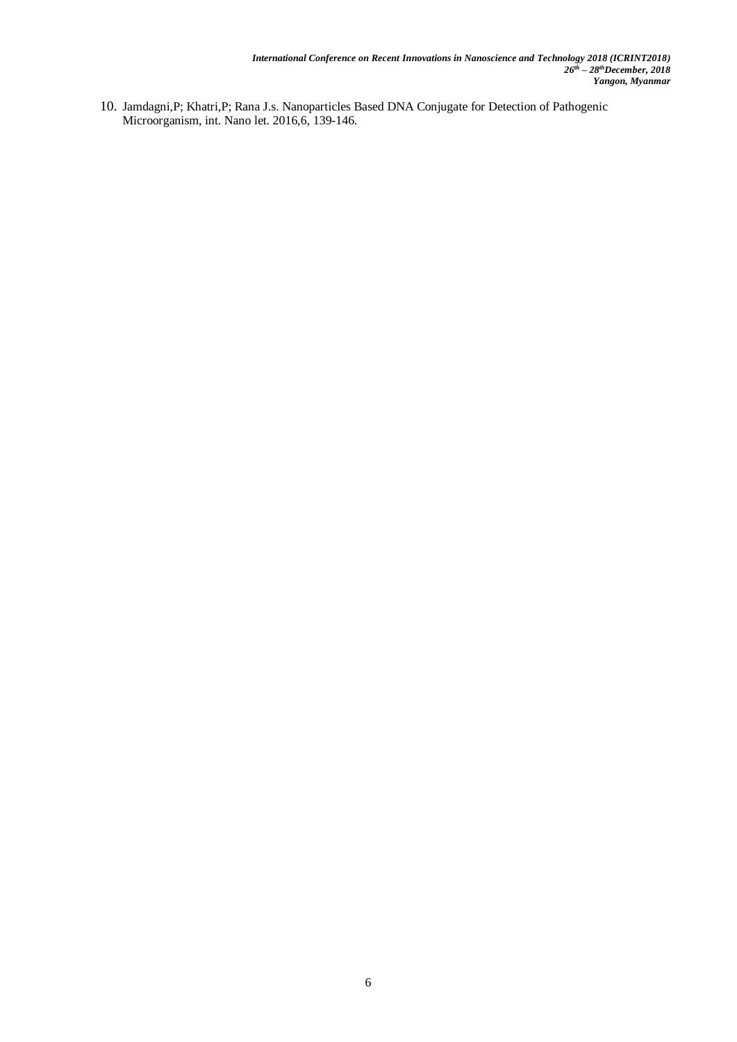10. Jamdagni,P; Khatri,P; Rana J.s. Nanoparticles Based DNA Conjugate for Detection of Pathogenic Microorganism, int. Nano let. 2016,6, 139-146.